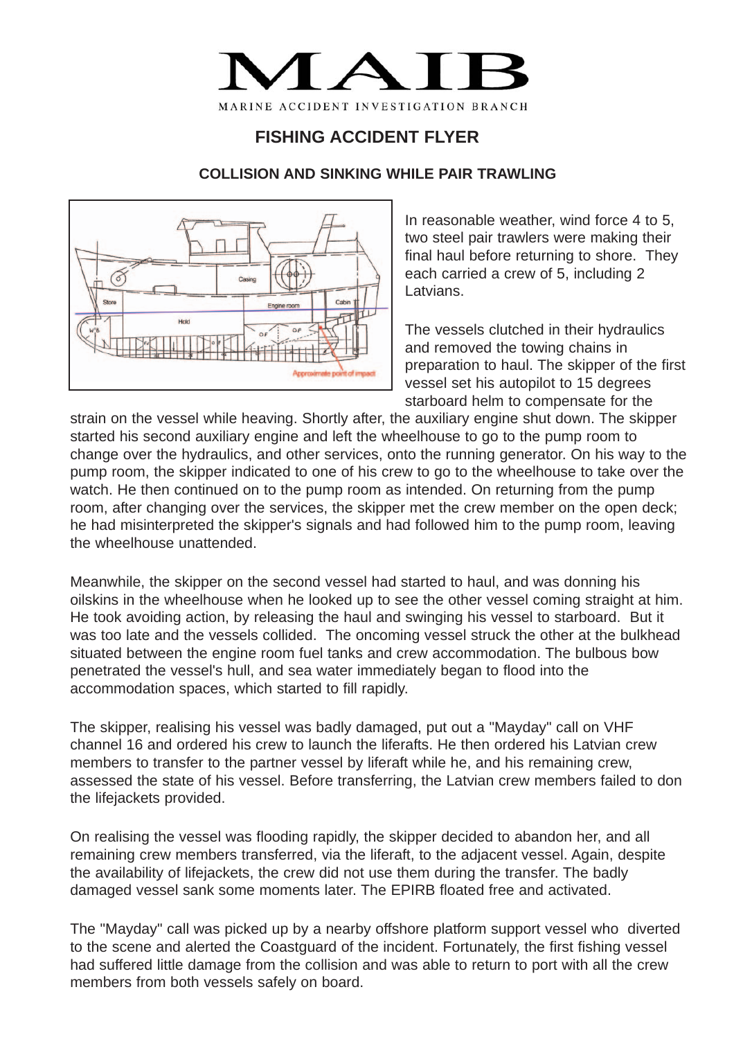# MAIB

MARINE ACCIDENT INVESTIGATION BRANCH

## FISHING ACCIDENT FLYER

### COLLISION AND SINKING WHILE PAIR TRAWLING

In reasonable weather, wind force 4 to 5, two steel pair trawlers were making their final haul before returning to shore. They each carried a crew of 5, including 2 Latvians.

The vessels clutched in their hydraulics and removed the towing chains in preparation to haul. The skipper of the first vessel set his autopilot to 15 degrees starboard helm to compensate for the strain on the vessel while heaving. Shortly after, the auxiliary engine shut down. The skipper started his second auxiliary engine and left the wheelhouse to go to the pump room to change over the hydraulics, and other services, onto the running generator. On his way to the pump room, the skipper indicated to one of his crew to go to the wheelhouse to take over the watch. He then continued on to the pump room as intended. On returning from the pump room, after changing over the services, the skipper met the crew member on the open deck; he had misinterpreted the skipper's signals and had followed him to the pump room, leaving the wheelhouse unattended.

Meanwhile, the skipper on the second vessel had started to haul, and was donning his oilskins in the wheelhouse when he looked up to see the other vessel coming straight at him. He took avoiding action, by releasing the haul and swinging his vessel to starboard. But it was too late and the vessels collided. The oncoming vessel struck the other at the bulkhead situated between the engine room fuel tanks and crew accommodation. The bulbous bow penetrated the vessel's hull, and sea water immediately began to flood into the accommodation spaces, which started to fill rapidly.

The skipper, realising his vessel was badly damaged, put out a "Mayday" call on VHF channel 16 and ordered his crew to launch the liferafts. He then ordered his Latvian crew members to transfer to the partner vessel by liferaft while he, and his remaining crew, assessed the state of his vessel. Before transferring, the Latvian crew members failed to don the lifejackets provided.

On realising the vessel was flooding rapidly, the skipper decided to abandon her, and all remaining crew members transferred, via the liferaft, to the adjacent vessel. Again, despite the availability of lifejackets, the crew did not use them during the transfer. The badly damaged vessel sank some moments later. The EPIRB floated free and activated.

The "Mayday" call was picked up by a nearby offshore platform support vessel who diverted to the scene and alerted the Coastguard of the incident. Fortunately, the first fishing vessel had suffered little damage from the collision and was able to return to port with all the crew members from both vessels safely on board.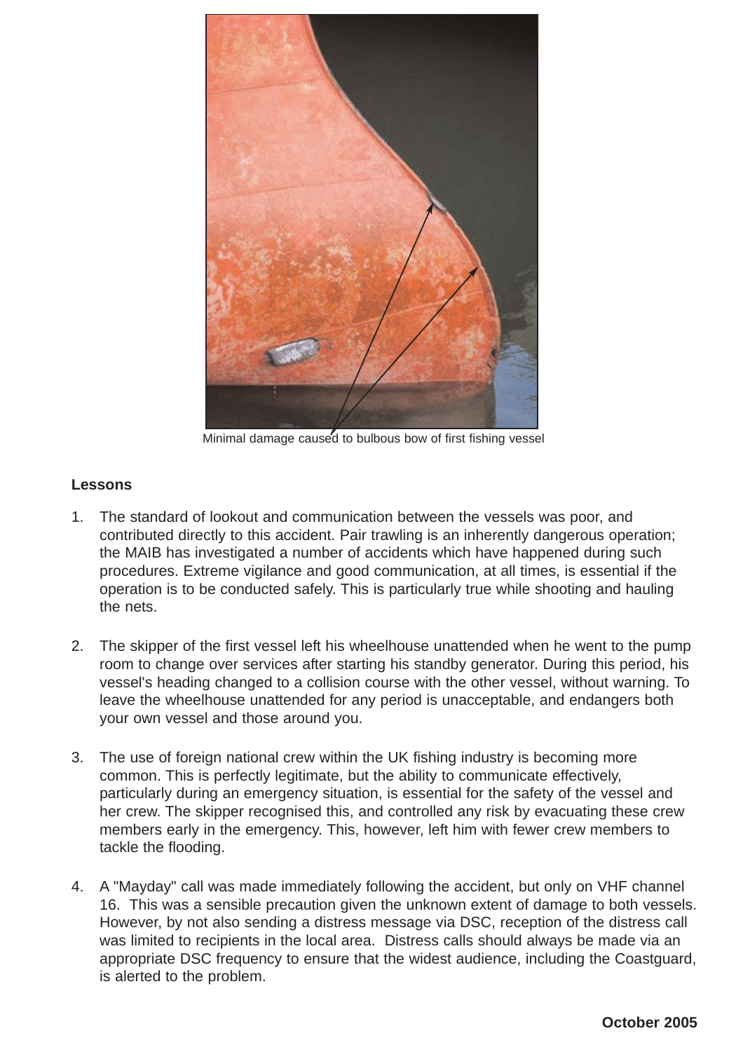Minimal damage caused to bulbous bow of first fishing vessel

## Lessons

1. The standard of lookout and communication between the vessels was poor, and contributed directly to this accident. Pair trawling is an inherently dangerous operation; the MAIB has investigated a number of accidents which have happened during such procedures. Extreme vigilance and good communication, at all times, is essential if the operation is to be conducted safely. This is particularly true while shooting and hauling the nets.

2. The skipper of the first vessel left his wheelhouse unattended when he went to the pump room to change over services after starting his standby generator. During this period, his vessel's heading changed to a collision course with the other vessel, without warning. To leave the wheelhouse unattended for any period is unacceptable, and endangers both your own vessel and those around you.

3. The use of foreign national crew within the UK fishing industry is becoming more common. This is perfectly legitimate, but the ability to communicate effectively, particularly during an emergency situation, is essential for the safety of the vessel and her crew. The skipper recognised this, and controlled any risk by evacuating these crew members early in the emergency. This, however, left him with fewer crew members to tackle the flooding.

4. A "Mayday" call was made immediately following the accident, but only on VHF channel 16. This was a sensible precaution given the unknown extent of damage to both vessels. However, by not also sending a distress message via DSC, reception of the distress call was limited to recipients in the local area. Distress calls should always be made via an appropriate DSC frequency to ensure that the widest audience, including the Coastguard, is alerted to the problem.

**October 2005**